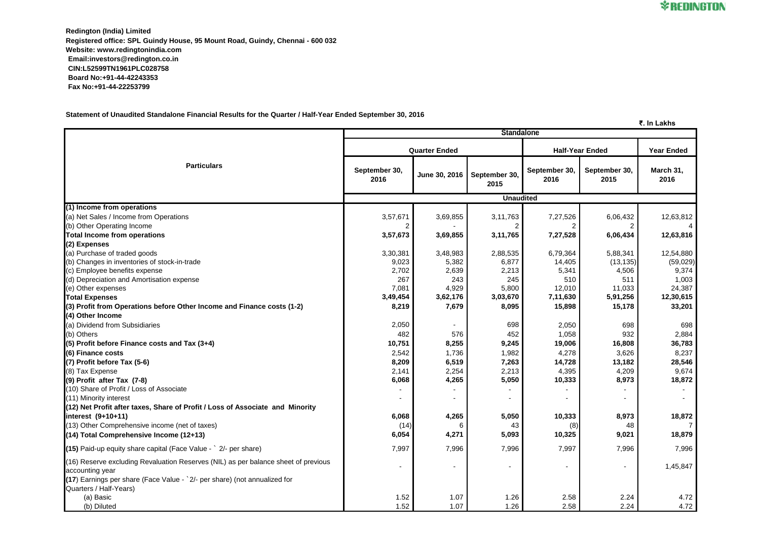**Redington (India) Limited**
**Registered office: SPL Guindy House, 95 Mount Road, Guindy, Chennai - 600 032**
**Website: www.redingtonindia.com**
**Email:investors@redington.co.in**
**CIN:L52599TN1961PLC028758**
**Board No:+91-44-42243353**
**Fax No:+91-44-22253799**

**Statement of Unaudited Standalone Financial Results for the Quarter / Half-Year Ended September 30, 2016**

₹. In Lakhs

| Particulars | Standalone | | | | | |
|---|---|---|---|---|---|---|
| | Quarter Ended | | | Half-Year Ended | | Year Ended |
| | September 30, 2016 | June 30, 2016 | September 30, 2015 | September 30, 2016 | September 30, 2015 | March 31, 2016 |
| | Unaudited | | | | | |
| **(1) Income from operations** | | | | | | |
| (a) Net Sales / Income from Operations | 3,57,671 | 3,69,855 | 3,11,763 | 7,27,526 | 6,06,432 | 12,63,812 |
| (b) Other Operating Income | 2 | - | 2 | 2 | 2 | 4 |
| **Total Income from operations** | **3,57,673** | **3,69,855** | **3,11,765** | **7,27,528** | **6,06,434** | **12,63,816** |
| **(2) Expenses** | | | | | | |
| (a) Purchase of traded goods | 3,30,381 | 3,48,983 | 2,88,535 | 6,79,364 | 5,88,341 | 12,54,880 |
| (b) Changes in inventories of stock-in-trade | 9,023 | 5,382 | 6,877 | 14,405 | (13,135) | (59,029) |
| (c) Employee benefits expense | 2,702 | 2,639 | 2,213 | 5,341 | 4,506 | 9,374 |
| (d) Depreciation and Amortisation expense | 267 | 243 | 245 | 510 | 511 | 1,003 |
| (e) Other expenses | 7,081 | 4,929 | 5,800 | 12,010 | 11,033 | 24,387 |
| **Total Expenses** | **3,49,454** | **3,62,176** | **3,03,670** | **7,11,630** | **5,91,256** | **12,30,615** |
| **(3) Profit from Operations before Other Income and Finance costs (1-2)** | **8,219** | **7,679** | **8,095** | **15,898** | **15,178** | **33,201** |
| **(4) Other Income** | | | | | | |
| (a) Dividend from Subsidiaries | 2,050 | - | 698 | 2,050 | 698 | 698 |
| (b) Others | 482 | 576 | 452 | 1,058 | 932 | 2,884 |
| **(5) Profit before Finance costs and Tax (3+4)** | **10,751** | **8,255** | **9,245** | **19,006** | **16,808** | **36,783** |
| **(6) Finance costs** | 2,542 | 1,736 | 1,982 | 4,278 | 3,626 | 8,237 |
| **(7) Profit before Tax (5-6)** | **8,209** | **6,519** | **7,263** | **14,728** | **13,182** | **28,546** |
| (8) Tax Expense | 2,141 | 2,254 | 2,213 | 4,395 | 4,209 | 9,674 |
| **(9) Profit after Tax (7-8)** | **6,068** | **4,265** | **5,050** | **10,333** | **8,973** | **18,872** |
| (10) Share of Profit / Loss of Associate | - | - | - | - | - | - |
| (11) Minority interest | - | - | - | - | - | - |
| **(12) Net Profit after taxes, Share of Profit / Loss of Associate and Minority interest (9+10+11)** | **6,068** | **4,265** | **5,050** | **10,333** | **8,973** | **18,872** |
| (13) Other Comprehensive income (net of taxes) | (14) | 6 | 43 | (8) | 48 | 7 |
| **(14) Total Comprehensive Income (12+13)** | **6,054** | **4,271** | **5,093** | **10,325** | **9,021** | **18,879** |
| **(15)** Paid-up equity share capital (Face Value - ` 2/- per share) | 7,997 | 7,996 | 7,996 | 7,997 | 7,996 | 7,996 |
| (16) Reserve excluding Revaluation Reserves (NIL) as per balance sheet of previous accounting year | - | - | - | - | - | 1,45,847 |
| **(17**) Earnings per share (Face Value - `2/- per share) (not annualized for Quarters / Half-Years) | | | | | | |
| (a) Basic | 1.52 | 1.07 | 1.26 | 2.58 | 2.24 | 4.72 |
| (b) Diluted | 1.52 | 1.07 | 1.26 | 2.58 | 2.24 | 4.72 |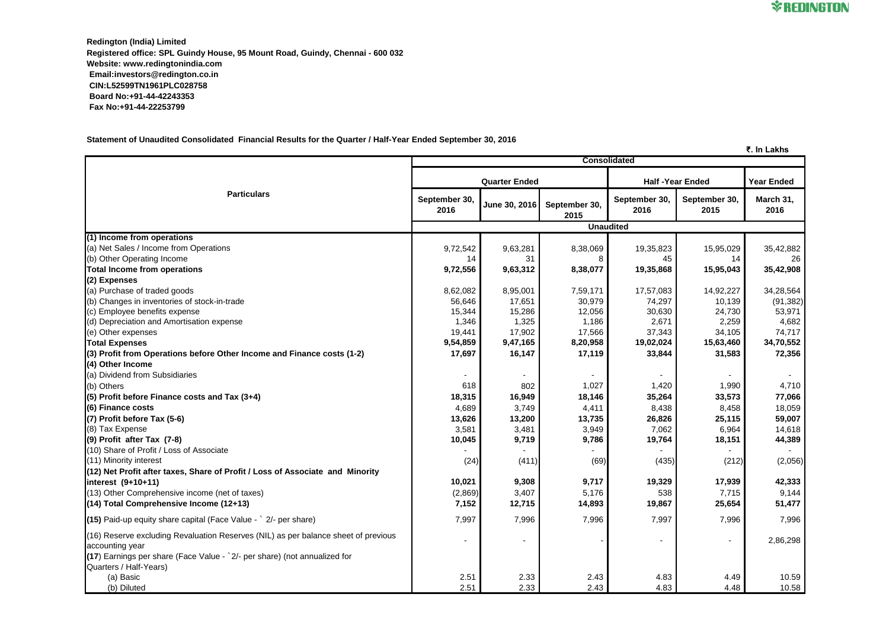**Redington (India) Limited**
**Registered office: SPL Guindy House, 95 Mount Road, Guindy, Chennai - 600 032**
**Website: www.redingtonindia.com**
**Email:investors@redington.co.in**
**CIN:L52599TN1961PLC028758**
**Board No:+91-44-42243353**
**Fax No:+91-44-22253799**

**Statement of Unaudited Consolidated Financial Results for the Quarter / Half-Year Ended September 30, 2016**

₹. In Lakhs

| Particulars | Consolidated | | | | | |
|---|---|---|---|---|---|---|
| | Quarter Ended | | | Half -Year Ended | | Year Ended |
| | September 30, 2016 | June 30, 2016 | September 30, 2015 | September 30, 2016 | September 30, 2015 | March 31, 2016 |
| | Unaudited | | | | | |
| **(1) Income from operations** | | | | | | |
| (a) Net Sales / Income from Operations | 9,72,542 | 9,63,281 | 8,38,069 | 19,35,823 | 15,95,029 | 35,42,882 |
| (b) Other Operating Income | 14 | 31 | 8 | 45 | 14 | 26 |
| **Total Income from operations** | **9,72,556** | **9,63,312** | **8,38,077** | **19,35,868** | **15,95,043** | **35,42,908** |
| **(2) Expenses** | | | | | | |
| (a) Purchase of traded goods | 8,62,082 | 8,95,001 | 7,59,171 | 17,57,083 | 14,92,227 | 34,28,564 |
| (b) Changes in inventories of stock-in-trade | 56,646 | 17,651 | 30,979 | 74,297 | 10,139 | (91,382) |
| (c) Employee benefits expense | 15,344 | 15,286 | 12,056 | 30,630 | 24,730 | 53,971 |
| (d) Depreciation and Amortisation expense | 1,346 | 1,325 | 1,186 | 2,671 | 2,259 | 4,682 |
| (e) Other expenses | 19,441 | 17,902 | 17,566 | 37,343 | 34,105 | 74,717 |
| **Total Expenses** | **9,54,859** | **9,47,165** | **8,20,958** | **19,02,024** | **15,63,460** | **34,70,552** |
| **(3) Profit from Operations before Other Income and Finance costs (1-2)** | **17,697** | **16,147** | **17,119** | **33,844** | **31,583** | **72,356** |
| **(4) Other Income** | | | | | | |
| (a) Dividend from Subsidiaries | - | - | - | - | - | - |
| (b) Others | 618 | 802 | 1,027 | 1,420 | 1,990 | 4,710 |
| **(5) Profit before Finance costs and Tax (3+4)** | **18,315** | **16,949** | **18,146** | **35,264** | **33,573** | **77,066** |
| **(6) Finance costs** | 4,689 | 3,749 | 4,411 | 8,438 | 8,458 | 18,059 |
| **(7) Profit before Tax (5-6)** | **13,626** | **13,200** | **13,735** | **26,826** | **25,115** | **59,007** |
| (8) Tax Expense | 3,581 | 3,481 | 3,949 | 7,062 | 6,964 | 14,618 |
| **(9) Profit after Tax (7-8)** | **10,045** | **9,719** | **9,786** | **19,764** | **18,151** | **44,389** |
| (10) Share of Profit / Loss of Associate | - | - | - | - | - | - |
| (11) Minority interest | (24) | (411) | (69) | (435) | (212) | (2,056) |
| **(12) Net Profit after taxes, Share of Profit / Loss of Associate and Minority interest (9+10+11)** | **10,021** | **9,308** | **9,717** | **19,329** | **17,939** | **42,333** |
| (13) Other Comprehensive income (net of taxes) | (2,869) | 3,407 | 5,176 | 538 | 7,715 | 9,144 |
| **(14) Total Comprehensive Income (12+13)** | **7,152** | **12,715** | **14,893** | **19,867** | **25,654** | **51,477** |
| **(15)** Paid-up equity share capital (Face Value - ` 2/- per share) | 7,997 | 7,996 | 7,996 | 7,997 | 7,996 | 7,996 |
| (16) Reserve excluding Revaluation Reserves (NIL) as per balance sheet of previous accounting year | - | - | - | - | - | 2,86,298 |
| **(17**) Earnings per share (Face Value - `2/- per share) (not annualized for Quarters / Half-Years) | | | | | | |
| (a) Basic | 2.51 | 2.33 | 2.43 | 4.83 | 4.49 | 10.59 |
| (b) Diluted | 2.51 | 2.33 | 2.43 | 4.83 | 4.48 | 10.58 |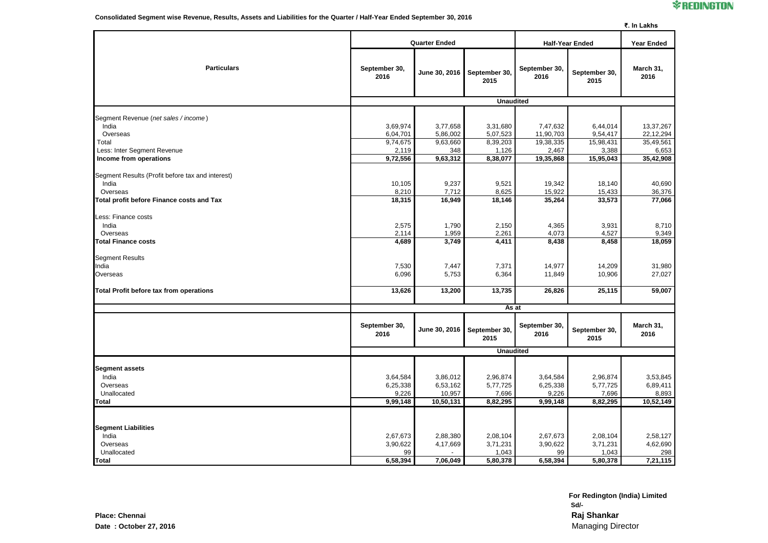**Consolidated Segment wise Revenue, Results, Assets and Liabilities for the Quarter / Half-Year Ended September 30, 2016**

₹. In Lakhs

| Particulars | Quarter Ended | | | Half-Year Ended | | Year Ended |
|---|---|---|---|---|---|---|
| | September 30, 2016 | June 30, 2016 | September 30, 2015 | September 30, 2016 | September 30, 2015 | March 31, 2016 |
| | Unaudited | | | | | |
| Segment Revenue (*net sales / income*) | | | | | | |
| India | 3,69,974 | 3,77,658 | 3,31,680 | 7,47,632 | 6,44,014 | 13,37,267 |
| Overseas | 6,04,701 | 5,86,002 | 5,07,523 | 11,90,703 | 9,54,417 | 22,12,294 |
| Total | 9,74,675 | 9,63,660 | 8,39,203 | 19,38,335 | 15,98,431 | 35,49,561 |
| Less: Inter Segment Revenue | 2,119 | 348 | 1,126 | 2,467 | 3,388 | 6,653 |
| **Income from operations** | **9,72,556** | **9,63,312** | **8,38,077** | **19,35,868** | **15,95,043** | **35,42,908** |
| Segment Results (Profit before tax and interest) | | | | | | |
| India | 10,105 | 9,237 | 9,521 | 19,342 | 18,140 | 40,690 |
| Overseas | 8,210 | 7,712 | 8,625 | 15,922 | 15,433 | 36,376 |
| **Total profit before Finance costs and Tax** | **18,315** | **16,949** | **18,146** | **35,264** | **33,573** | **77,066** |
| Less: Finance costs | | | | | | |
| India | 2,575 | 1,790 | 2,150 | 4,365 | 3,931 | 8,710 |
| Overseas | 2,114 | 1,959 | 2,261 | 4,073 | 4,527 | 9,349 |
| **Total Finance costs** | **4,689** | **3,749** | **4,411** | **8,438** | **8,458** | **18,059** |
| Segment Results | | | | | | |
| India | 7,530 | 7,447 | 7,371 | 14,977 | 14,209 | 31,980 |
| Overseas | 6,096 | 5,753 | 6,364 | 11,849 | 10,906 | 27,027 |
| **Total Profit before tax from operations** | **13,626** | **13,200** | **13,735** | **26,826** | **25,115** | **59,007** |

| | As at | | | | | |
|---|---|---|---|---|---|---|
| | September 30, 2016 | June 30, 2016 | September 30, 2015 | September 30, 2016 | September 30, 2015 | March 31, 2016 |
| | Unaudited | | | | | |
| **Segment assets** | | | | | | |
| India | 3,64,584 | 3,86,012 | 2,96,874 | 3,64,584 | 2,96,874 | 3,53,845 |
| Overseas | 6,25,338 | 6,53,162 | 5,77,725 | 6,25,338 | 5,77,725 | 6,89,411 |
| Unallocated | 9,226 | 10,957 | 7,696 | 9,226 | 7,696 | 8,893 |
| **Total** | **9,99,148** | **10,50,131** | **8,82,295** | **9,99,148** | **8,82,295** | **10,52,149** |
| **Segment Liabilities** | | | | | | |
| India | 2,67,673 | 2,88,380 | 2,08,104 | 2,67,673 | 2,08,104 | 2,58,127 |
| Overseas | 3,90,622 | 4,17,669 | 3,71,231 | 3,90,622 | 3,71,231 | 4,62,690 |
| Unallocated | 99 | - | 1,043 | 99 | 1,043 | 298 |
| **Total** | **6,58,394** | **7,06,049** | **5,80,378** | **6,58,394** | **5,80,378** | **7,21,115** |

**For Redington (India) Limited**
**Sd/-**
**Raj Shankar**
Managing Director

**Place: Chennai**
**Date : October 27, 2016**